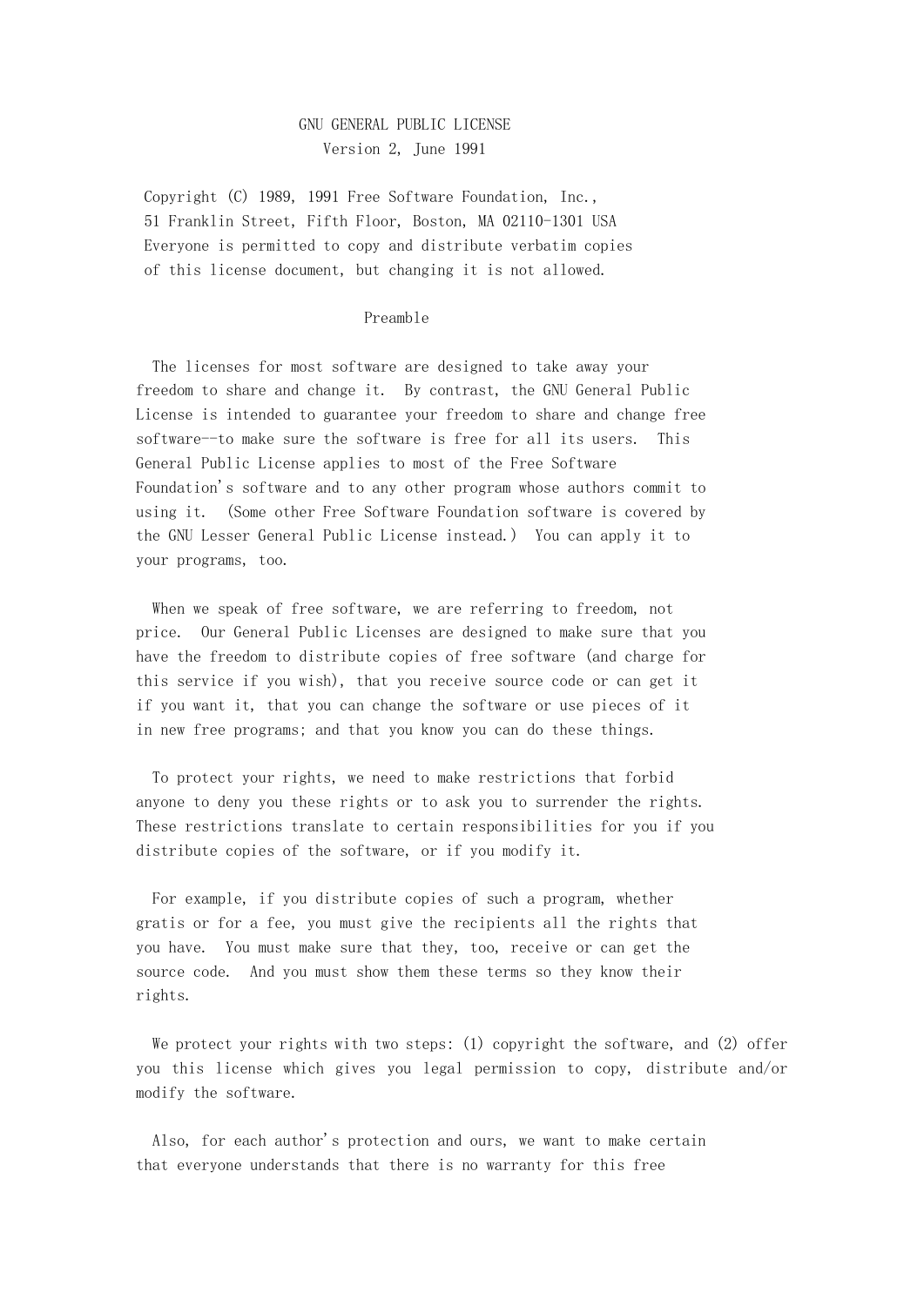# GNU GENERAL PUBLIC LICENSE

Version 2, June 1991

Copyright (C) 1989, 1991 Free Software Foundation, Inc.,
51 Franklin Street, Fifth Floor, Boston, MA 02110-1301 USA
Everyone is permitted to copy and distribute verbatim copies
of this license document, but changing it is not allowed.

## Preamble

The licenses for most software are designed to take away your freedom to share and change it. By contrast, the GNU General Public License is intended to guarantee your freedom to share and change free software--to make sure the software is free for all its users. This General Public License applies to most of the Free Software Foundation's software and to any other program whose authors commit to using it. (Some other Free Software Foundation software is covered by the GNU Lesser General Public License instead.) You can apply it to your programs, too.

When we speak of free software, we are referring to freedom, not price. Our General Public Licenses are designed to make sure that you have the freedom to distribute copies of free software (and charge for this service if you wish), that you receive source code or can get it if you want it, that you can change the software or use pieces of it in new free programs; and that you know you can do these things.

To protect your rights, we need to make restrictions that forbid anyone to deny you these rights or to ask you to surrender the rights. These restrictions translate to certain responsibilities for you if you distribute copies of the software, or if you modify it.

For example, if you distribute copies of such a program, whether gratis or for a fee, you must give the recipients all the rights that you have. You must make sure that they, too, receive or can get the source code. And you must show them these terms so they know their rights.

We protect your rights with two steps: (1) copyright the software, and (2) offer you this license which gives you legal permission to copy, distribute and/or modify the software.

Also, for each author's protection and ours, we want to make certain that everyone understands that there is no warranty for this free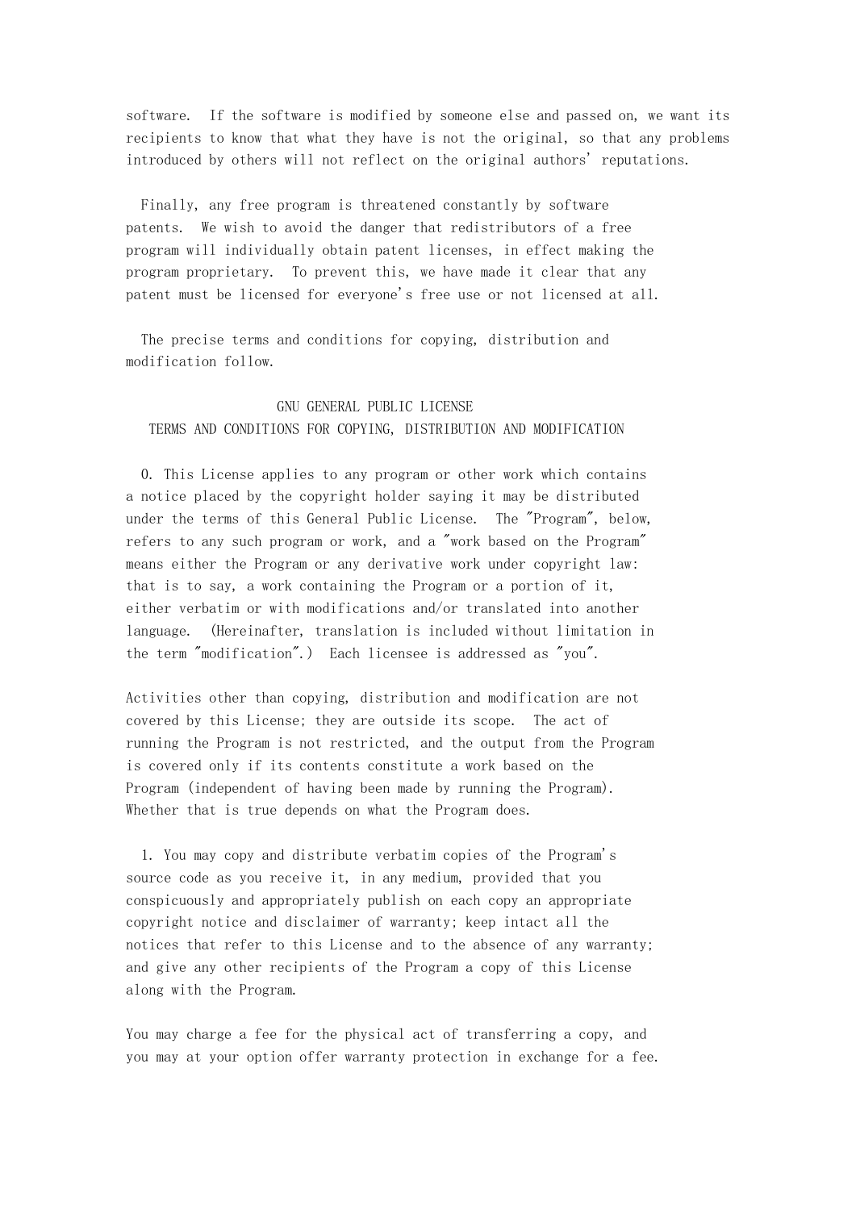software. If the software is modified by someone else and passed on, we want its recipients to know that what they have is not the original, so that any problems introduced by others will not reflect on the original authors' reputations.

Finally, any free program is threatened constantly by software patents. We wish to avoid the danger that redistributors of a free program will individually obtain patent licenses, in effect making the program proprietary. To prevent this, we have made it clear that any patent must be licensed for everyone's free use or not licensed at all.

The precise terms and conditions for copying, distribution and modification follow.

## GNU GENERAL PUBLIC LICENSE
## TERMS AND CONDITIONS FOR COPYING, DISTRIBUTION AND MODIFICATION

0. This License applies to any program or other work which contains a notice placed by the copyright holder saying it may be distributed under the terms of this General Public License. The "Program", below, refers to any such program or work, and a "work based on the Program" means either the Program or any derivative work under copyright law: that is to say, a work containing the Program or a portion of it, either verbatim or with modifications and/or translated into another language. (Hereinafter, translation is included without limitation in the term "modification".) Each licensee is addressed as "you".

Activities other than copying, distribution and modification are not covered by this License; they are outside its scope. The act of running the Program is not restricted, and the output from the Program is covered only if its contents constitute a work based on the Program (independent of having been made by running the Program). Whether that is true depends on what the Program does.

1. You may copy and distribute verbatim copies of the Program's source code as you receive it, in any medium, provided that you conspicuously and appropriately publish on each copy an appropriate copyright notice and disclaimer of warranty; keep intact all the notices that refer to this License and to the absence of any warranty; and give any other recipients of the Program a copy of this License along with the Program.

You may charge a fee for the physical act of transferring a copy, and you may at your option offer warranty protection in exchange for a fee.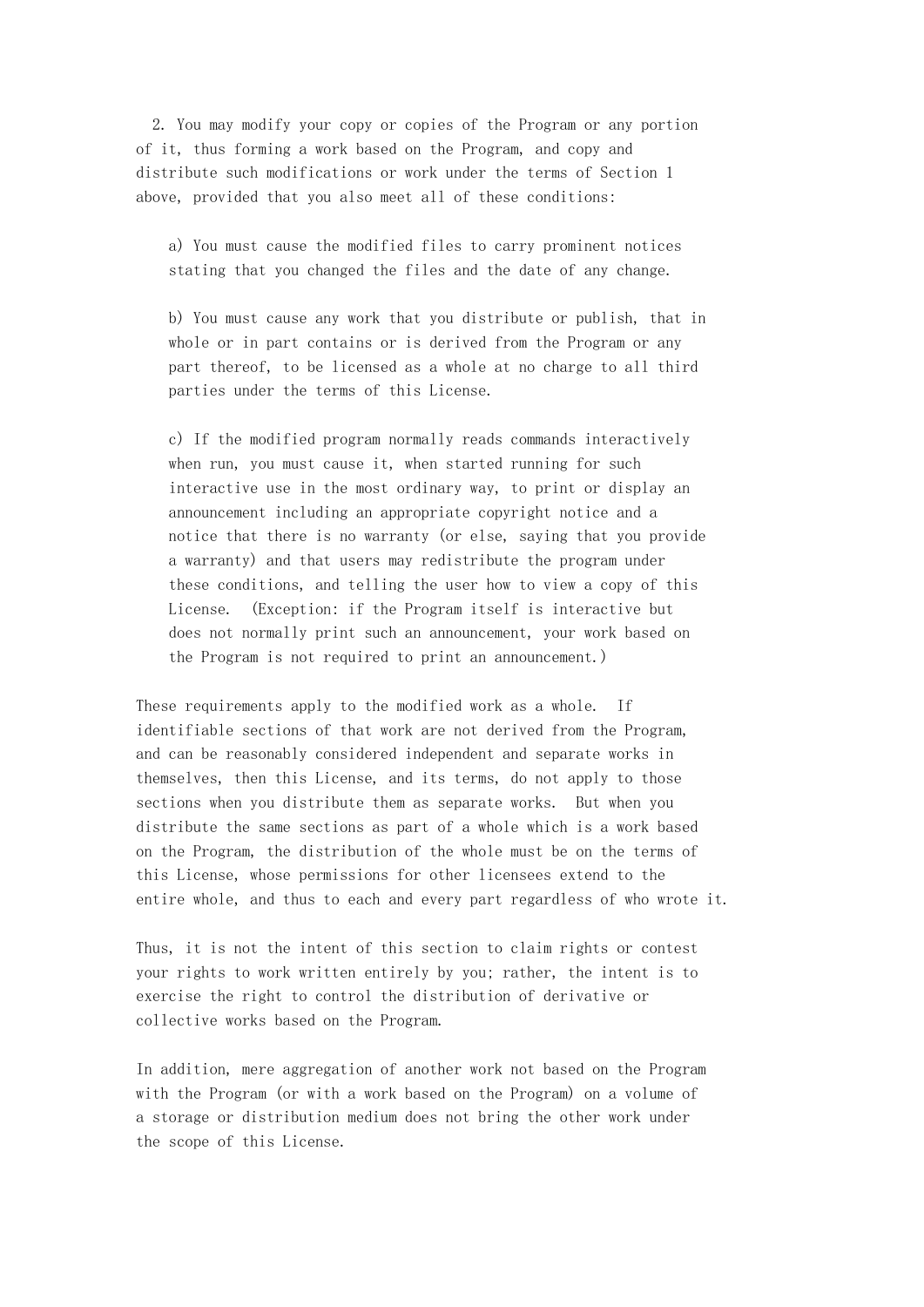2. You may modify your copy or copies of the Program or any portion of it, thus forming a work based on the Program, and copy and distribute such modifications or work under the terms of Section 1 above, provided that you also meet all of these conditions:

   a) You must cause the modified files to carry prominent notices stating that you changed the files and the date of any change.

   b) You must cause any work that you distribute or publish, that in whole or in part contains or is derived from the Program or any part thereof, to be licensed as a whole at no charge to all third parties under the terms of this License.

   c) If the modified program normally reads commands interactively when run, you must cause it, when started running for such interactive use in the most ordinary way, to print or display an announcement including an appropriate copyright notice and a notice that there is no warranty (or else, saying that you provide a warranty) and that users may redistribute the program under these conditions, and telling the user how to view a copy of this License. (Exception: if the Program itself is interactive but does not normally print such an announcement, your work based on the Program is not required to print an announcement.)

These requirements apply to the modified work as a whole. If identifiable sections of that work are not derived from the Program, and can be reasonably considered independent and separate works in themselves, then this License, and its terms, do not apply to those sections when you distribute them as separate works. But when you distribute the same sections as part of a whole which is a work based on the Program, the distribution of the whole must be on the terms of this License, whose permissions for other licensees extend to the entire whole, and thus to each and every part regardless of who wrote it.

Thus, it is not the intent of this section to claim rights or contest your rights to work written entirely by you; rather, the intent is to exercise the right to control the distribution of derivative or collective works based on the Program.

In addition, mere aggregation of another work not based on the Program with the Program (or with a work based on the Program) on a volume of a storage or distribution medium does not bring the other work under the scope of this License.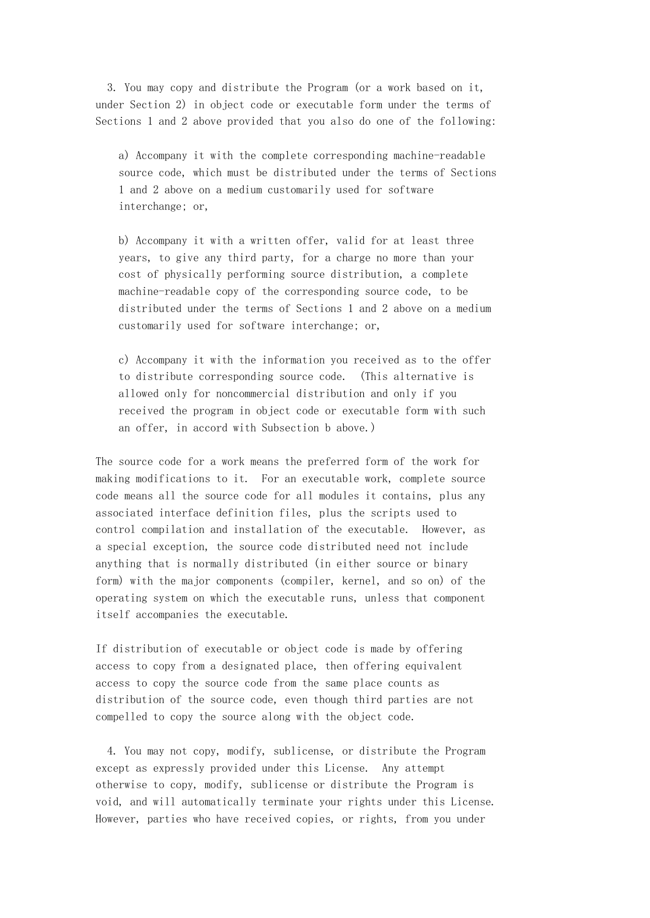3. You may copy and distribute the Program (or a work based on it, under Section 2) in object code or executable form under the terms of Sections 1 and 2 above provided that you also do one of the following:

a) Accompany it with the complete corresponding machine-readable source code, which must be distributed under the terms of Sections 1 and 2 above on a medium customarily used for software interchange; or,

b) Accompany it with a written offer, valid for at least three years, to give any third party, for a charge no more than your cost of physically performing source distribution, a complete machine-readable copy of the corresponding source code, to be distributed under the terms of Sections 1 and 2 above on a medium customarily used for software interchange; or,

c) Accompany it with the information you received as to the offer to distribute corresponding source code. (This alternative is allowed only for noncommercial distribution and only if you received the program in object code or executable form with such an offer, in accord with Subsection b above.)

The source code for a work means the preferred form of the work for making modifications to it. For an executable work, complete source code means all the source code for all modules it contains, plus any associated interface definition files, plus the scripts used to control compilation and installation of the executable. However, as a special exception, the source code distributed need not include anything that is normally distributed (in either source or binary form) with the major components (compiler, kernel, and so on) of the operating system on which the executable runs, unless that component itself accompanies the executable.

If distribution of executable or object code is made by offering access to copy from a designated place, then offering equivalent access to copy the source code from the same place counts as distribution of the source code, even though third parties are not compelled to copy the source along with the object code.

4. You may not copy, modify, sublicense, or distribute the Program except as expressly provided under this License. Any attempt otherwise to copy, modify, sublicense or distribute the Program is void, and will automatically terminate your rights under this License. However, parties who have received copies, or rights, from you under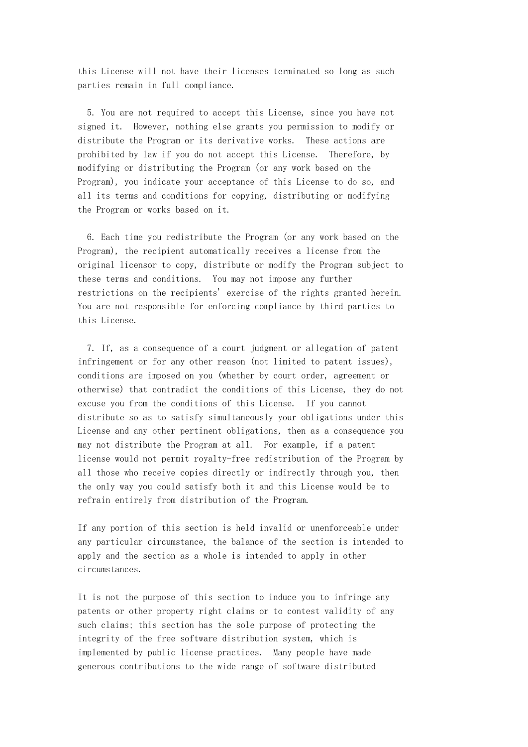this License will not have their licenses terminated so long as such parties remain in full compliance.

5. You are not required to accept this License, since you have not signed it. However, nothing else grants you permission to modify or distribute the Program or its derivative works. These actions are prohibited by law if you do not accept this License. Therefore, by modifying or distributing the Program (or any work based on the Program), you indicate your acceptance of this License to do so, and all its terms and conditions for copying, distributing or modifying the Program or works based on it.

6. Each time you redistribute the Program (or any work based on the Program), the recipient automatically receives a license from the original licensor to copy, distribute or modify the Program subject to these terms and conditions. You may not impose any further restrictions on the recipients' exercise of the rights granted herein. You are not responsible for enforcing compliance by third parties to this License.

7. If, as a consequence of a court judgment or allegation of patent infringement or for any other reason (not limited to patent issues), conditions are imposed on you (whether by court order, agreement or otherwise) that contradict the conditions of this License, they do not excuse you from the conditions of this License. If you cannot distribute so as to satisfy simultaneously your obligations under this License and any other pertinent obligations, then as a consequence you may not distribute the Program at all. For example, if a patent license would not permit royalty-free redistribution of the Program by all those who receive copies directly or indirectly through you, then the only way you could satisfy both it and this License would be to refrain entirely from distribution of the Program.

If any portion of this section is held invalid or unenforceable under any particular circumstance, the balance of the section is intended to apply and the section as a whole is intended to apply in other circumstances.

It is not the purpose of this section to induce you to infringe any patents or other property right claims or to contest validity of any such claims; this section has the sole purpose of protecting the integrity of the free software distribution system, which is implemented by public license practices. Many people have made generous contributions to the wide range of software distributed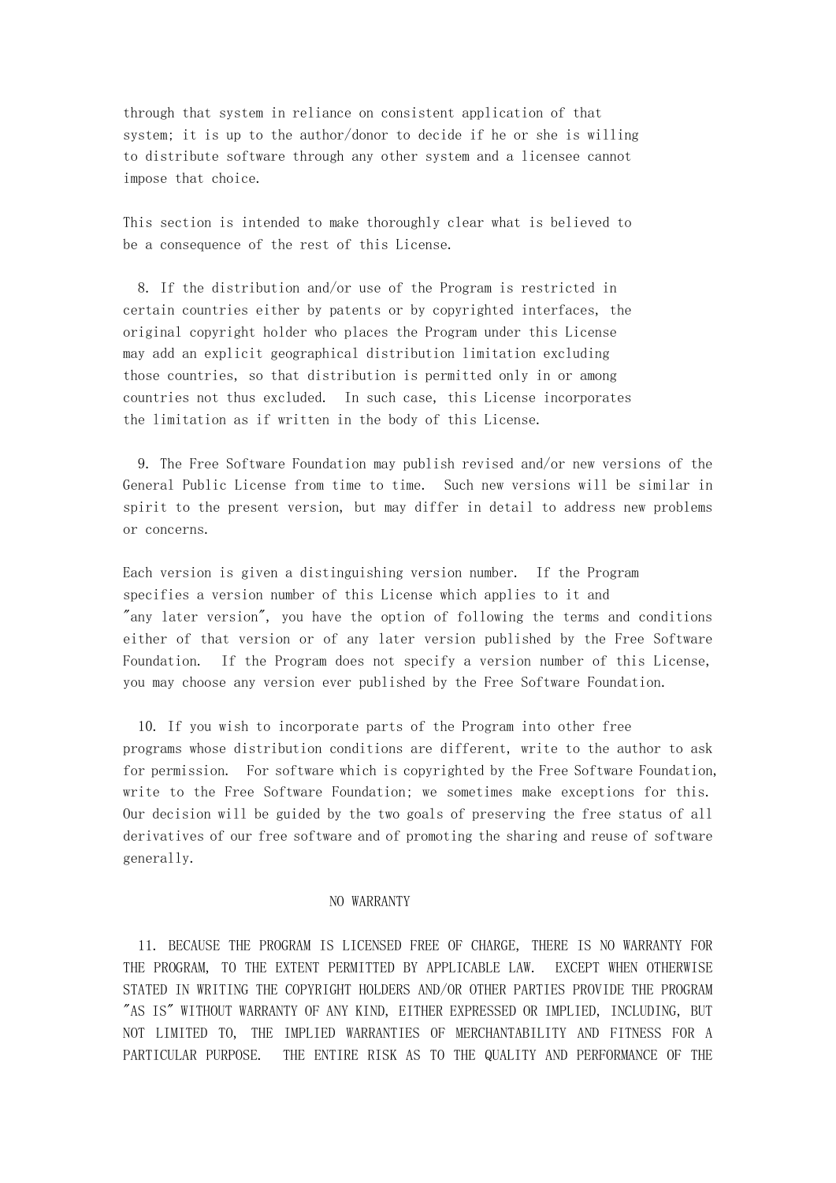through that system in reliance on consistent application of that system; it is up to the author/donor to decide if he or she is willing to distribute software through any other system and a licensee cannot impose that choice.

This section is intended to make thoroughly clear what is believed to be a consequence of the rest of this License.

8. If the distribution and/or use of the Program is restricted in certain countries either by patents or by copyrighted interfaces, the original copyright holder who places the Program under this License may add an explicit geographical distribution limitation excluding those countries, so that distribution is permitted only in or among countries not thus excluded. In such case, this License incorporates the limitation as if written in the body of this License.

9. The Free Software Foundation may publish revised and/or new versions of the General Public License from time to time. Such new versions will be similar in spirit to the present version, but may differ in detail to address new problems or concerns.

Each version is given a distinguishing version number. If the Program specifies a version number of this License which applies to it and "any later version", you have the option of following the terms and conditions either of that version or of any later version published by the Free Software Foundation. If the Program does not specify a version number of this License, you may choose any version ever published by the Free Software Foundation.

10. If you wish to incorporate parts of the Program into other free programs whose distribution conditions are different, write to the author to ask for permission. For software which is copyrighted by the Free Software Foundation, write to the Free Software Foundation; we sometimes make exceptions for this. Our decision will be guided by the two goals of preserving the free status of all derivatives of our free software and of promoting the sharing and reuse of software generally.

NO WARRANTY

11. BECAUSE THE PROGRAM IS LICENSED FREE OF CHARGE, THERE IS NO WARRANTY FOR THE PROGRAM, TO THE EXTENT PERMITTED BY APPLICABLE LAW. EXCEPT WHEN OTHERWISE STATED IN WRITING THE COPYRIGHT HOLDERS AND/OR OTHER PARTIES PROVIDE THE PROGRAM "AS IS" WITHOUT WARRANTY OF ANY KIND, EITHER EXPRESSED OR IMPLIED, INCLUDING, BUT NOT LIMITED TO, THE IMPLIED WARRANTIES OF MERCHANTABILITY AND FITNESS FOR A PARTICULAR PURPOSE. THE ENTIRE RISK AS TO THE QUALITY AND PERFORMANCE OF THE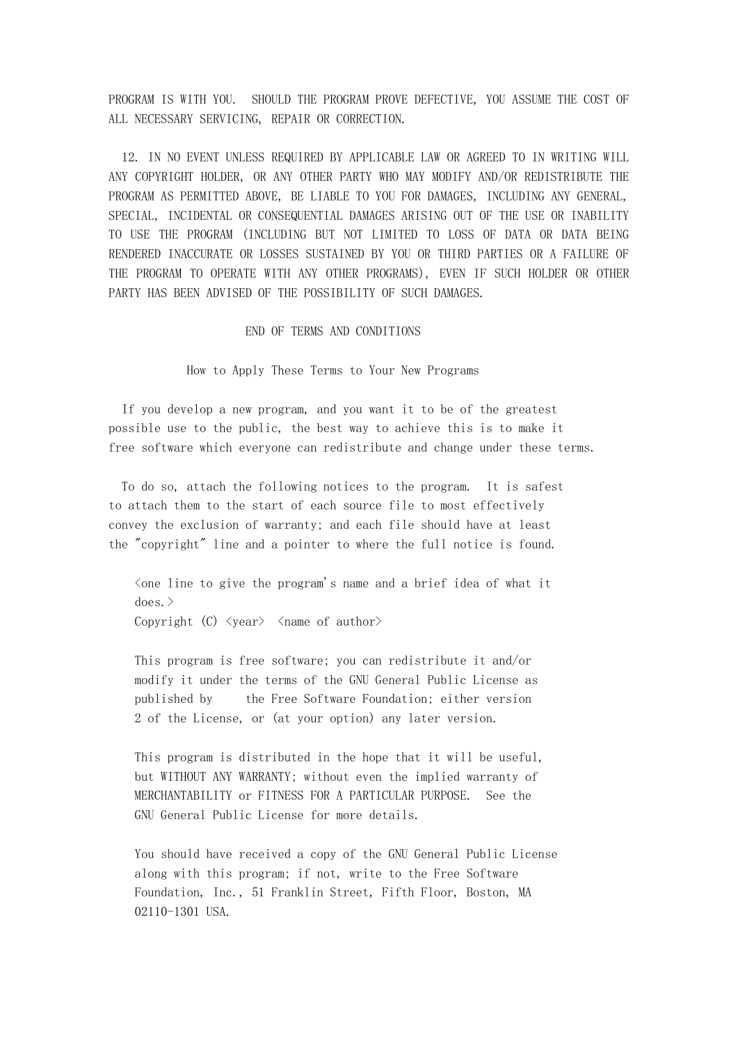PROGRAM IS WITH YOU. SHOULD THE PROGRAM PROVE DEFECTIVE, YOU ASSUME THE COST OF ALL NECESSARY SERVICING, REPAIR OR CORRECTION.

12. IN NO EVENT UNLESS REQUIRED BY APPLICABLE LAW OR AGREED TO IN WRITING WILL ANY COPYRIGHT HOLDER, OR ANY OTHER PARTY WHO MAY MODIFY AND/OR REDISTRIBUTE THE PROGRAM AS PERMITTED ABOVE, BE LIABLE TO YOU FOR DAMAGES, INCLUDING ANY GENERAL, SPECIAL, INCIDENTAL OR CONSEQUENTIAL DAMAGES ARISING OUT OF THE USE OR INABILITY TO USE THE PROGRAM (INCLUDING BUT NOT LIMITED TO LOSS OF DATA OR DATA BEING RENDERED INACCURATE OR LOSSES SUSTAINED BY YOU OR THIRD PARTIES OR A FAILURE OF THE PROGRAM TO OPERATE WITH ANY OTHER PROGRAMS), EVEN IF SUCH HOLDER OR OTHER PARTY HAS BEEN ADVISED OF THE POSSIBILITY OF SUCH DAMAGES.

END OF TERMS AND CONDITIONS

## How to Apply These Terms to Your New Programs

If you develop a new program, and you want it to be of the greatest possible use to the public, the best way to achieve this is to make it free software which everyone can redistribute and change under these terms.

To do so, attach the following notices to the program. It is safest to attach them to the start of each source file to most effectively convey the exclusion of warranty; and each file should have at least the "copyright" line and a pointer to where the full notice is found.

```
<one line to give the program's name and a brief idea of what it
does.>
Copyright (C) <year>  <name of author>

This program is free software; you can redistribute it and/or
modify it under the terms of the GNU General Public License as
published by     the Free Software Foundation; either version
2 of the License, or (at your option) any later version.

This program is distributed in the hope that it will be useful,
but WITHOUT ANY WARRANTY; without even the implied warranty of
MERCHANTABILITY or FITNESS FOR A PARTICULAR PURPOSE.  See the
GNU General Public License for more details.

You should have received a copy of the GNU General Public License
along with this program; if not, write to the Free Software
Foundation, Inc., 51 Franklin Street, Fifth Floor, Boston, MA
02110-1301 USA.
```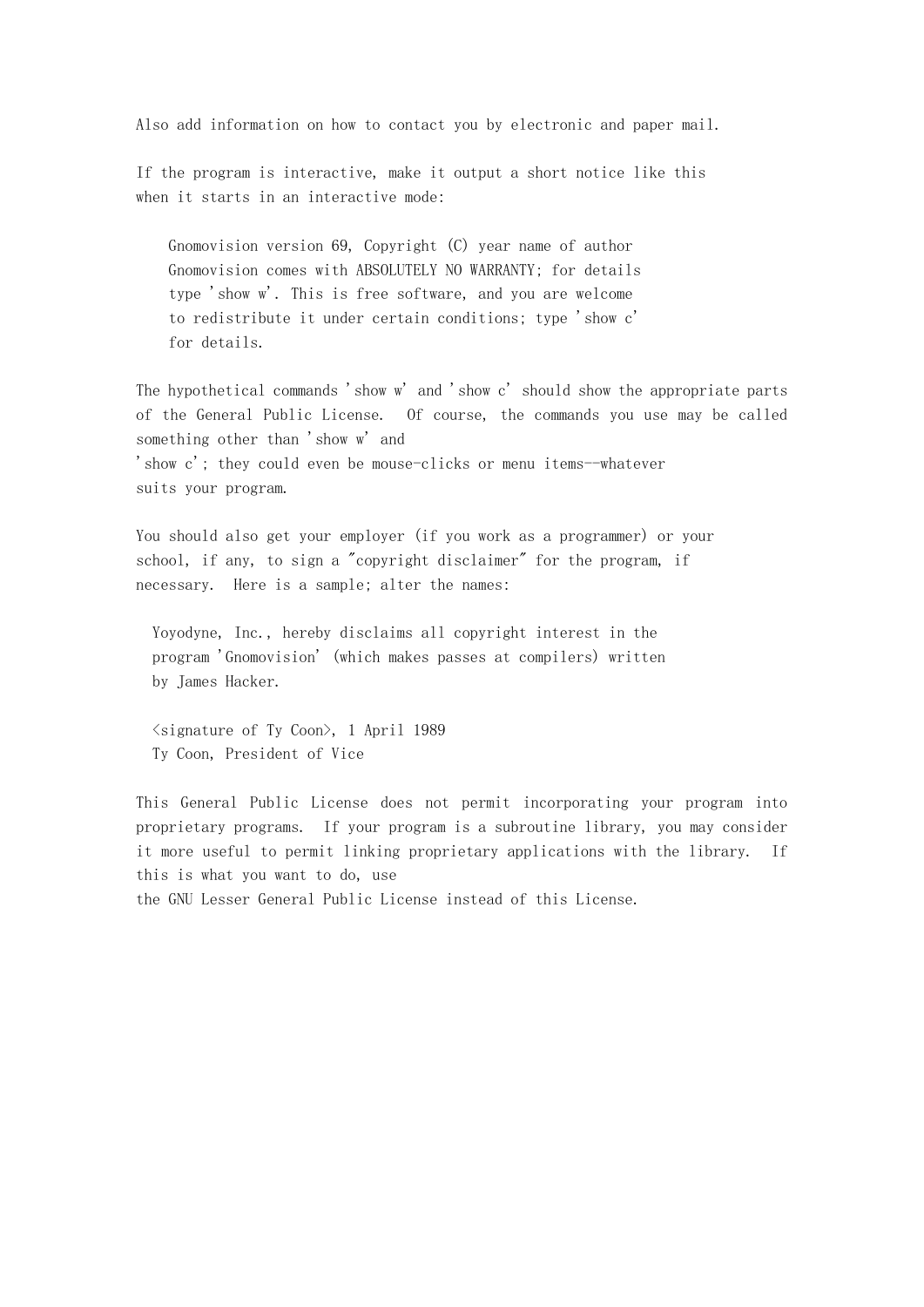Also add information on how to contact you by electronic and paper mail.

If the program is interactive, make it output a short notice like this when it starts in an interactive mode:

```
Gnomovision version 69, Copyright (C) year name of author
Gnomovision comes with ABSOLUTELY NO WARRANTY; for details
type 'show w'. This is free software, and you are welcome
to redistribute it under certain conditions; type 'show c'
for details.
```

The hypothetical commands 'show w' and 'show c' should show the appropriate parts of the General Public License. Of course, the commands you use may be called something other than 'show w' and 'show c'; they could even be mouse-clicks or menu items--whatever suits your program.

You should also get your employer (if you work as a programmer) or your school, if any, to sign a "copyright disclaimer" for the program, if necessary. Here is a sample; alter the names:

```
Yoyodyne, Inc., hereby disclaims all copyright interest in the
program 'Gnomovision' (which makes passes at compilers) written
by James Hacker.

<signature of Ty Coon>, 1 April 1989
Ty Coon, President of Vice
```

This General Public License does not permit incorporating your program into proprietary programs. If your program is a subroutine library, you may consider it more useful to permit linking proprietary applications with the library. If this is what you want to do, use the GNU Lesser General Public License instead of this License.